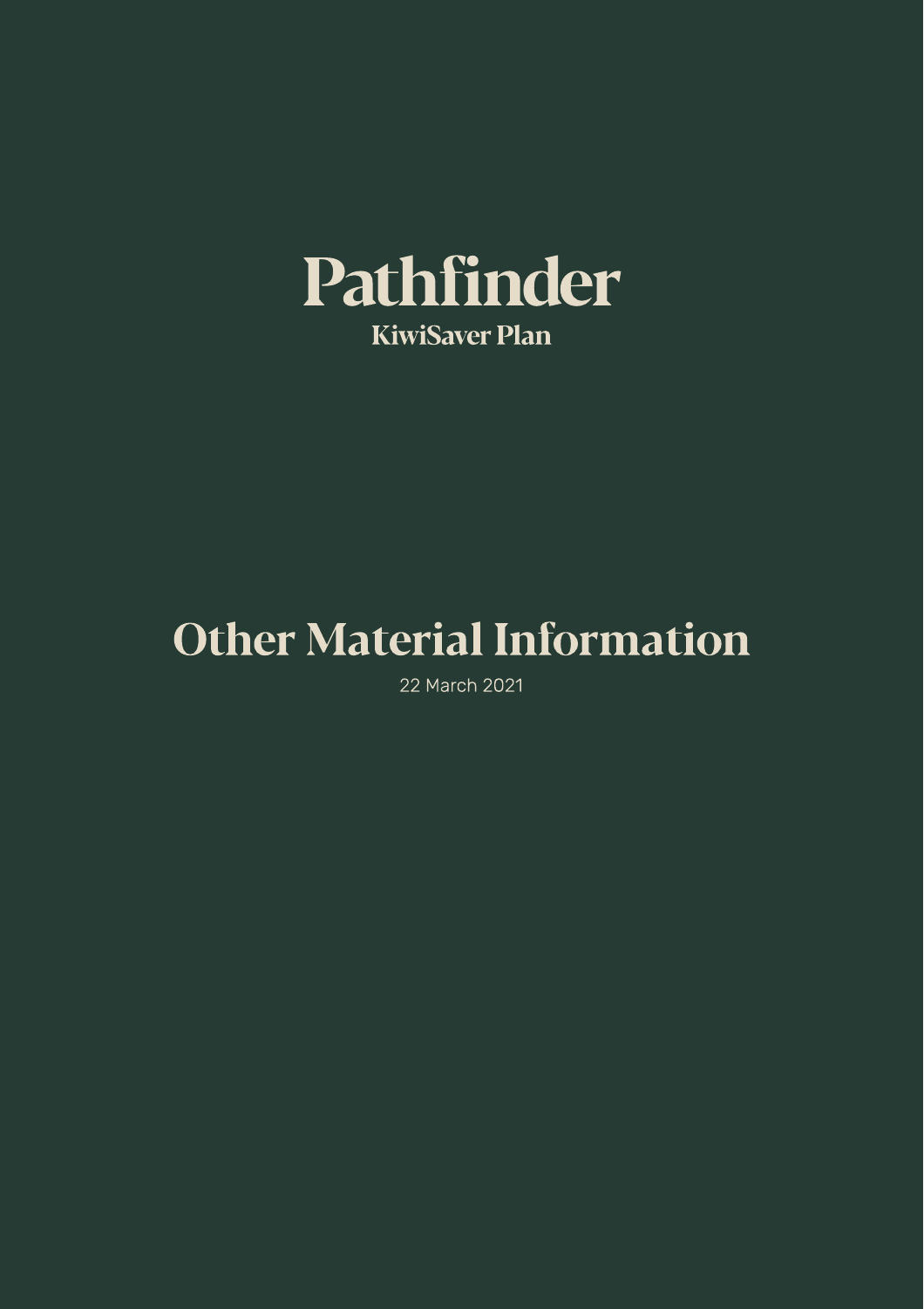# Pathfinder

**KiwiSaver Plan**

# Other Material Information

22 March 2021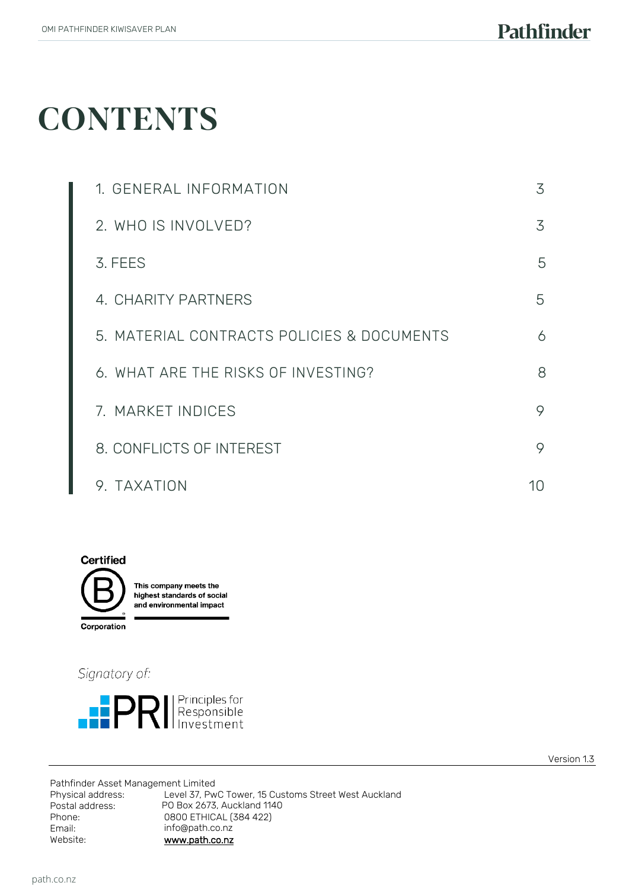# CONTENTS

| | |
|---|---|
| 1. GENERAL INFORMATION | 3 |
| 2. WHO IS INVOLVED? | 3 |
| 3. FEES | 5 |
| 4. CHARITY PARTNERS | 5 |
| 5. MATERIAL CONTRACTS POLICIES & DOCUMENTS | 6 |
| 6. WHAT ARE THE RISKS OF INVESTING? | 8 |
| 7. MARKET INDICES | 9 |
| 8. CONFLICTS OF INTEREST | 9 |
| 9. TAXATION | 10 |

Certified B Corporation — This company meets the highest standards of social and environmental impact

*Signatory of:*

PRI Principles for Responsible Investment

Version 1.3

Pathfinder Asset Management Limited

| | |
|---|---|
| Physical address: | Level 37, PwC Tower, 15 Customs Street West Auckland |
| Postal address: | PO Box 2673, Auckland 1140 |
| Phone: | 0800 ETHICAL (384 422) |
| Email: | info@path.co.nz |
| Website: | www.path.co.nz |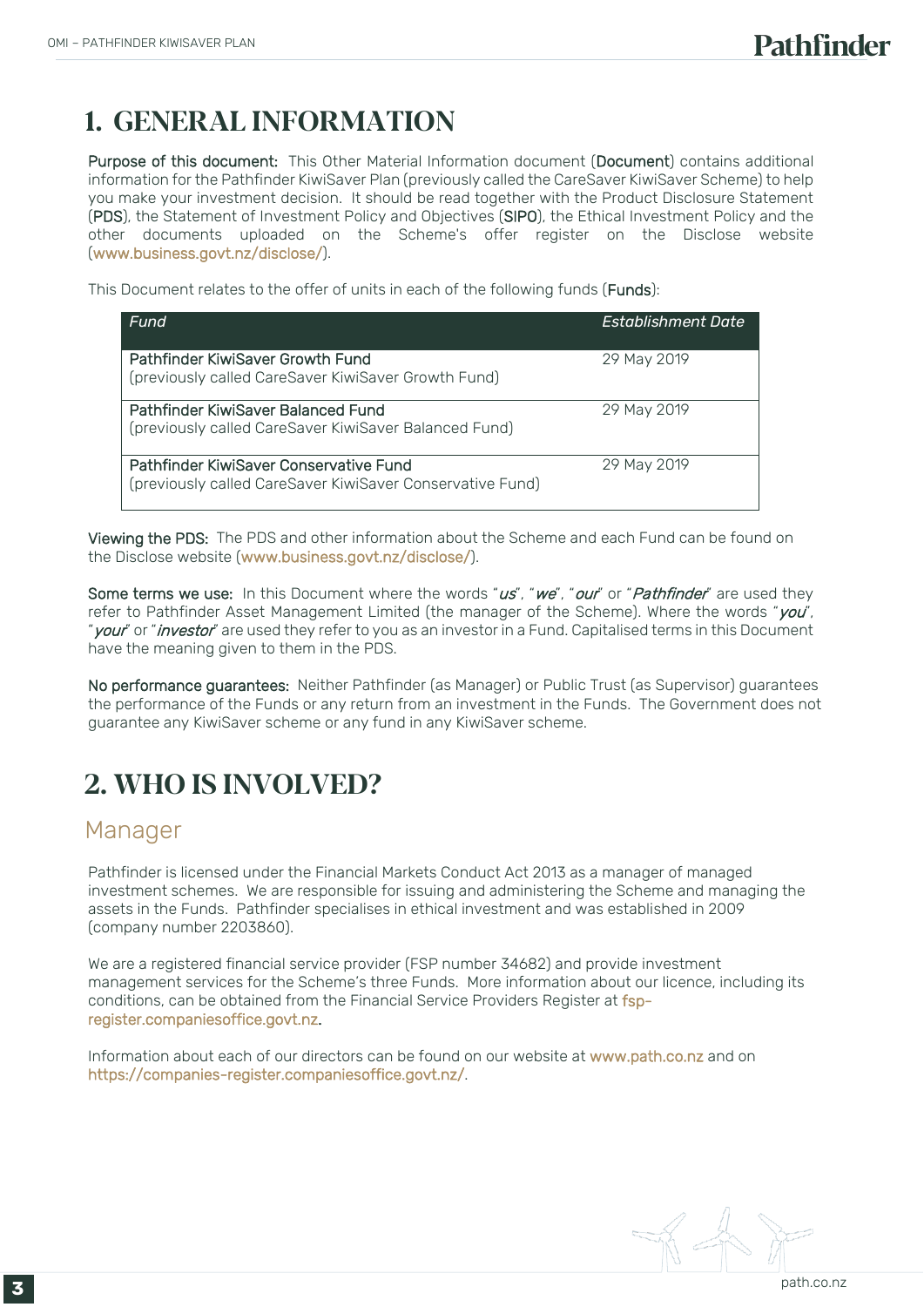# 1. GENERAL INFORMATION

**Purpose of this document:** This Other Material Information document (**Document**) contains additional information for the Pathfinder KiwiSaver Plan (previously called the CareSaver KiwiSaver Scheme) to help you make your investment decision. It should be read together with the Product Disclosure Statement (**PDS**), the Statement of Investment Policy and Objectives (**SIPO**), the Ethical Investment Policy and the other documents uploaded on the Scheme's offer register on the Disclose website (www.business.govt.nz/disclose/).

This Document relates to the offer of units in each of the following funds (**Funds**):

| *Fund* | *Establishment Date* |
|---|---|
| Pathfinder KiwiSaver Growth Fund (previously called CareSaver KiwiSaver Growth Fund) | 29 May 2019 |
| Pathfinder KiwiSaver Balanced Fund (previously called CareSaver KiwiSaver Balanced Fund) | 29 May 2019 |
| Pathfinder KiwiSaver Conservative Fund (previously called CareSaver KiwiSaver Conservative Fund) | 29 May 2019 |

**Viewing the PDS:** The PDS and other information about the Scheme and each Fund can be found on the Disclose website (www.business.govt.nz/disclose/).

**Some terms we use:** In this Document where the words "*us*", "*we*", "*our*" or "*Pathfinder*" are used they refer to Pathfinder Asset Management Limited (the manager of the Scheme). Where the words "*you*", "*your*" or "*investor*" are used they refer to you as an investor in a Fund. Capitalised terms in this Document have the meaning given to them in the PDS.

**No performance guarantees:** Neither Pathfinder (as Manager) or Public Trust (as Supervisor) guarantees the performance of the Funds or any return from an investment in the Funds. The Government does not guarantee any KiwiSaver scheme or any fund in any KiwiSaver scheme.

# 2. WHO IS INVOLVED?

## Manager

Pathfinder is licensed under the Financial Markets Conduct Act 2013 as a manager of managed investment schemes. We are responsible for issuing and administering the Scheme and managing the assets in the Funds. Pathfinder specialises in ethical investment and was established in 2009 (company number 2203860).

We are a registered financial service provider (FSP number 34682) and provide investment management services for the Scheme's three Funds. More information about our licence, including its conditions, can be obtained from the Financial Service Providers Register at fsp-register.companiesoffice.govt.nz.

Information about each of our directors can be found on our website at www.path.co.nz and on https://companies-register.companiesoffice.govt.nz/.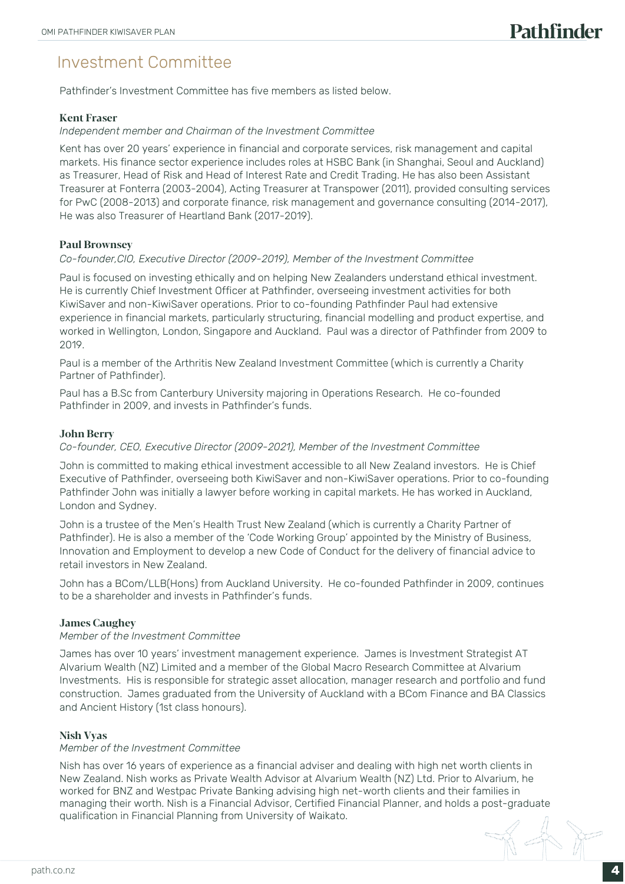# Investment Committee

Pathfinder's Investment Committee has five members as listed below.

### Kent Fraser

*Independent member and Chairman of the Investment Committee*

Kent has over 20 years' experience in financial and corporate services, risk management and capital markets. His finance sector experience includes roles at HSBC Bank (in Shanghai, Seoul and Auckland) as Treasurer, Head of Risk and Head of Interest Rate and Credit Trading. He has also been Assistant Treasurer at Fonterra (2003-2004), Acting Treasurer at Transpower (2011), provided consulting services for PwC (2008-2013) and corporate finance, risk management and governance consulting (2014-2017), He was also Treasurer of Heartland Bank (2017-2019).

### Paul Brownsey

*Co-founder,CIO, Executive Director (2009-2019), Member of the Investment Committee*

Paul is focused on investing ethically and on helping New Zealanders understand ethical investment. He is currently Chief Investment Officer at Pathfinder, overseeing investment activities for both KiwiSaver and non-KiwiSaver operations. Prior to co-founding Pathfinder Paul had extensive experience in financial markets, particularly structuring, financial modelling and product expertise, and worked in Wellington, London, Singapore and Auckland. Paul was a director of Pathfinder from 2009 to 2019.

Paul is a member of the Arthritis New Zealand Investment Committee (which is currently a Charity Partner of Pathfinder).

Paul has a B.Sc from Canterbury University majoring in Operations Research. He co-founded Pathfinder in 2009, and invests in Pathfinder's funds.

### John Berry

*Co-founder, CEO, Executive Director (2009-2021), Member of the Investment Committee*

John is committed to making ethical investment accessible to all New Zealand investors. He is Chief Executive of Pathfinder, overseeing both KiwiSaver and non-KiwiSaver operations. Prior to co-founding Pathfinder John was initially a lawyer before working in capital markets. He has worked in Auckland, London and Sydney.

John is a trustee of the Men's Health Trust New Zealand (which is currently a Charity Partner of Pathfinder). He is also a member of the 'Code Working Group' appointed by the Ministry of Business, Innovation and Employment to develop a new Code of Conduct for the delivery of financial advice to retail investors in New Zealand.

John has a BCom/LLB(Hons) from Auckland University. He co-founded Pathfinder in 2009, continues to be a shareholder and invests in Pathfinder's funds.

### James Caughey

*Member of the Investment Committee*

James has over 10 years' investment management experience. James is Investment Strategist AT Alvarium Wealth (NZ) Limited and a member of the Global Macro Research Committee at Alvarium Investments. His is responsible for strategic asset allocation, manager research and portfolio and fund construction. James graduated from the University of Auckland with a BCom Finance and BA Classics and Ancient History (1st class honours).

### Nish Vyas

*Member of the Investment Committee*

Nish has over 16 years of experience as a financial adviser and dealing with high net worth clients in New Zealand. Nish works as Private Wealth Advisor at Alvarium Wealth (NZ) Ltd. Prior to Alvarium, he worked for BNZ and Westpac Private Banking advising high net-worth clients and their families in managing their worth. Nish is a Financial Advisor, Certified Financial Planner, and holds a post-graduate qualification in Financial Planning from University of Waikato.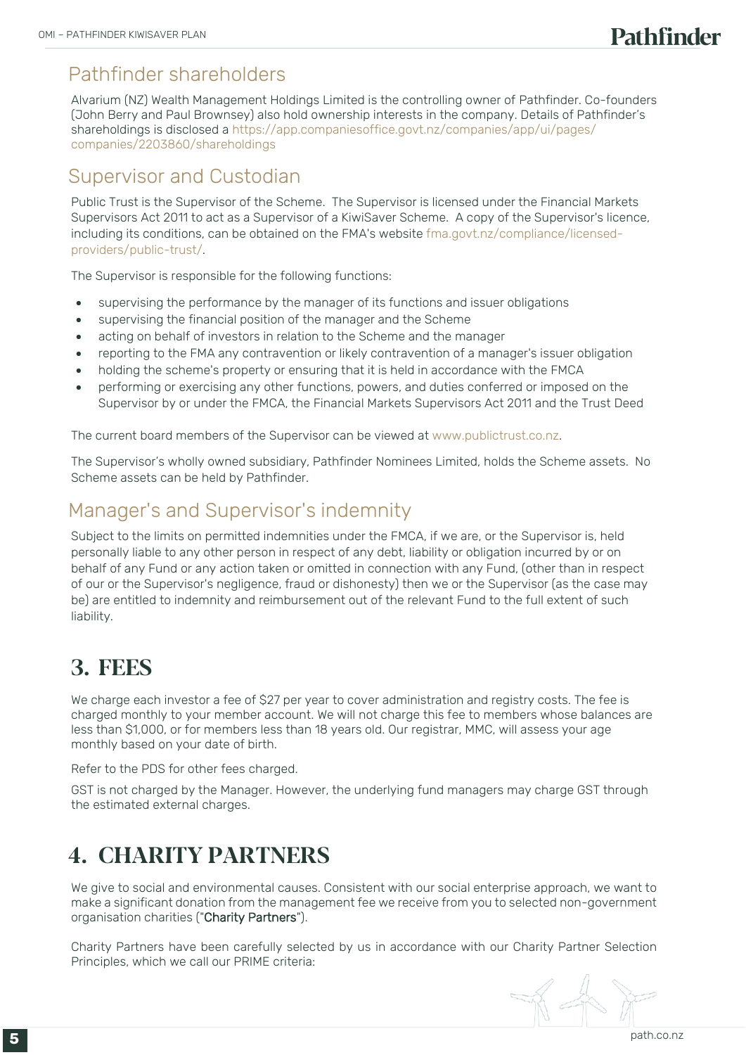## Pathfinder shareholders

Alvarium (NZ) Wealth Management Holdings Limited is the controlling owner of Pathfinder. Co-founders (John Berry and Paul Brownsey) also hold ownership interests in the company. Details of Pathfinder's shareholdings is disclosed a https://app.companiesoffice.govt.nz/companies/app/ui/pages/companies/2203860/shareholdings

## Supervisor and Custodian

Public Trust is the Supervisor of the Scheme. The Supervisor is licensed under the Financial Markets Supervisors Act 2011 to act as a Supervisor of a KiwiSaver Scheme. A copy of the Supervisor's licence, including its conditions, can be obtained on the FMA's website fma.govt.nz/compliance/licensed-providers/public-trust/.

The Supervisor is responsible for the following functions:

- supervising the performance by the manager of its functions and issuer obligations
- supervising the financial position of the manager and the Scheme
- acting on behalf of investors in relation to the Scheme and the manager
- reporting to the FMA any contravention or likely contravention of a manager's issuer obligation
- holding the scheme's property or ensuring that it is held in accordance with the FMCA
- performing or exercising any other functions, powers, and duties conferred or imposed on the Supervisor by or under the FMCA, the Financial Markets Supervisors Act 2011 and the Trust Deed

The current board members of the Supervisor can be viewed at www.publictrust.co.nz.

The Supervisor's wholly owned subsidiary, Pathfinder Nominees Limited, holds the Scheme assets. No Scheme assets can be held by Pathfinder.

## Manager's and Supervisor's indemnity

Subject to the limits on permitted indemnities under the FMCA, if we are, or the Supervisor is, held personally liable to any other person in respect of any debt, liability or obligation incurred by or on behalf of any Fund or any action taken or omitted in connection with any Fund, (other than in respect of our or the Supervisor's negligence, fraud or dishonesty) then we or the Supervisor (as the case may be) are entitled to indemnity and reimbursement out of the relevant Fund to the full extent of such liability.

# 3. FEES

We charge each investor a fee of $27 per year to cover administration and registry costs. The fee is charged monthly to your member account. We will not charge this fee to members whose balances are less than $1,000, or for members less than 18 years old. Our registrar, MMC, will assess your age monthly based on your date of birth.

Refer to the PDS for other fees charged.

GST is not charged by the Manager. However, the underlying fund managers may charge GST through the estimated external charges.

# 4. CHARITY PARTNERS

We give to social and environmental causes. Consistent with our social enterprise approach, we want to make a significant donation from the management fee we receive from you to selected non-government organisation charities ("**Charity Partners**").

Charity Partners have been carefully selected by us in accordance with our Charity Partner Selection Principles, which we call our PRIME criteria: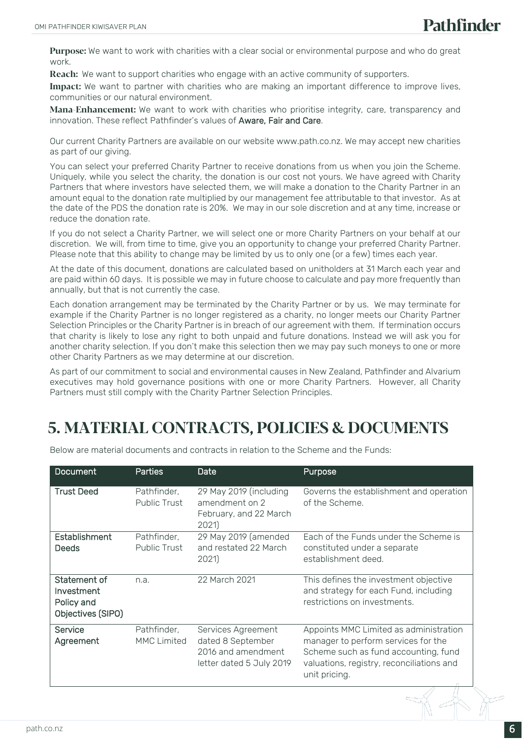**Purpose:** We want to work with charities with a clear social or environmental purpose and who do great work.

**Reach:** We want to support charities who engage with an active community of supporters.

**Impact:** We want to partner with charities who are making an important difference to improve lives, communities or our natural environment.

**Mana-Enhancement:** We want to work with charities who prioritise integrity, care, transparency and innovation. These reflect Pathfinder's values of Aware, Fair and Care.

Our current Charity Partners are available on our website www.path.co.nz. We may accept new charities as part of our giving.

You can select your preferred Charity Partner to receive donations from us when you join the Scheme. Uniquely, while you select the charity, the donation is our cost not yours. We have agreed with Charity Partners that where investors have selected them, we will make a donation to the Charity Partner in an amount equal to the donation rate multiplied by our management fee attributable to that investor. As at the date of the PDS the donation rate is 20%. We may in our sole discretion and at any time, increase or reduce the donation rate.

If you do not select a Charity Partner, we will select one or more Charity Partners on your behalf at our discretion. We will, from time to time, give you an opportunity to change your preferred Charity Partner. Please note that this ability to change may be limited by us to only one (or a few) times each year.

At the date of this document, donations are calculated based on unitholders at 31 March each year and are paid within 60 days. It is possible we may in future choose to calculate and pay more frequently than annually, but that is not currently the case.

Each donation arrangement may be terminated by the Charity Partner or by us. We may terminate for example if the Charity Partner is no longer registered as a charity, no longer meets our Charity Partner Selection Principles or the Charity Partner is in breach of our agreement with them. If termination occurs that charity is likely to lose any right to both unpaid and future donations. Instead we will ask you for another charity selection. If you don't make this selection then we may pay such moneys to one or more other Charity Partners as we may determine at our discretion.

As part of our commitment to social and environmental causes in New Zealand, Pathfinder and Alvarium executives may hold governance positions with one or more Charity Partners. However, all Charity Partners must still comply with the Charity Partner Selection Principles.

# 5. MATERIAL CONTRACTS, POLICIES & DOCUMENTS

Below are material documents and contracts in relation to the Scheme and the Funds:

| Document | Parties | Date | Purpose |
|---|---|---|---|
| Trust Deed | Pathfinder, Public Trust | 29 May 2019 (including amendment on 2 February, and 22 March 2021) | Governs the establishment and operation of the Scheme. |
| Establishment Deeds | Pathfinder, Public Trust | 29 May 2019 (amended and restated 22 March 2021) | Each of the Funds under the Scheme is constituted under a separate establishment deed. |
| Statement of Investment Policy and Objectives (SIPO) | n.a. | 22 March 2021 | This defines the investment objective and strategy for each Fund, including restrictions on investments. |
| Service Agreement | Pathfinder, MMC Limited | Services Agreement dated 8 September 2016 and amendment letter dated 5 July 2019 | Appoints MMC Limited as administration manager to perform services for the Scheme such as fund accounting, fund valuations, registry, reconciliations and unit pricing. |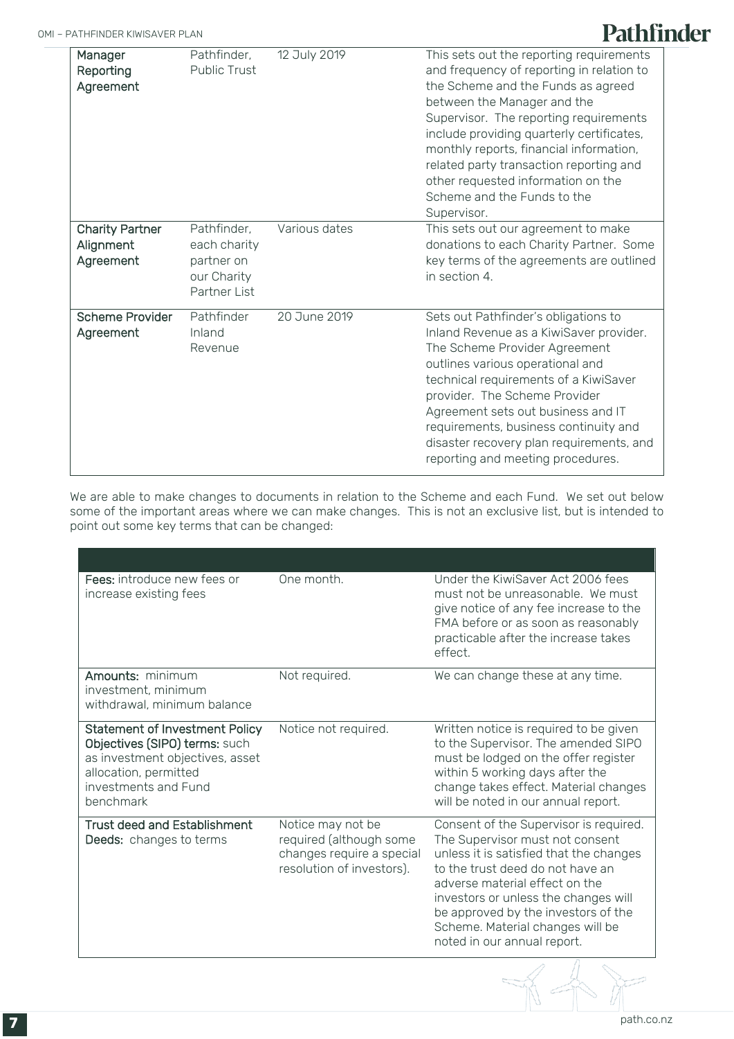| | | | |
|---|---|---|---|
| **Manager Reporting Agreement** | Pathfinder, Public Trust | 12 July 2019 | This sets out the reporting requirements and frequency of reporting in relation to the Scheme and the Funds as agreed between the Manager and the Supervisor. The reporting requirements include providing quarterly certificates, monthly reports, financial information, related party transaction reporting and other requested information on the Scheme and the Funds to the Supervisor. |
| **Charity Partner Alignment Agreement** | Pathfinder, each charity partner on our Charity Partner List | Various dates | This sets out our agreement to make donations to each Charity Partner. Some key terms of the agreements are outlined in section 4. |
| **Scheme Provider Agreement** | Pathfinder Inland Revenue | 20 June 2019 | Sets out Pathfinder's obligations to Inland Revenue as a KiwiSaver provider. The Scheme Provider Agreement outlines various operational and technical requirements of a KiwiSaver provider. The Scheme Provider Agreement sets out business and IT requirements, business continuity and disaster recovery plan requirements, and reporting and meeting procedures. |

We are able to make changes to documents in relation to the Scheme and each Fund. We set out below some of the important areas where we can make changes. This is not an exclusive list, but is intended to point out some key terms that can be changed:

| | | |
|---|---|---|
| **Fees:** introduce new fees or increase existing fees | One month. | Under the KiwiSaver Act 2006 fees must not be unreasonable. We must give notice of any fee increase to the FMA before or as soon as reasonably practicable after the increase takes effect. |
| **Amounts:** minimum investment, minimum withdrawal, minimum balance | Not required. | We can change these at any time. |
| **Statement of Investment Policy Objectives (SIPO) terms:** such as investment objectives, asset allocation, permitted investments and Fund benchmark | Notice not required. | Written notice is required to be given to the Supervisor. The amended SIPO must be lodged on the offer register within 5 working days after the change takes effect. Material changes will be noted in our annual report. |
| **Trust deed and Establishment Deeds:** changes to terms | Notice may not be required (although some changes require a special resolution of investors). | Consent of the Supervisor is required. The Supervisor must not consent unless it is satisfied that the changes to the trust deed do not have an adverse material effect on the investors or unless the changes will be approved by the investors of the Scheme. Material changes will be noted in our annual report. |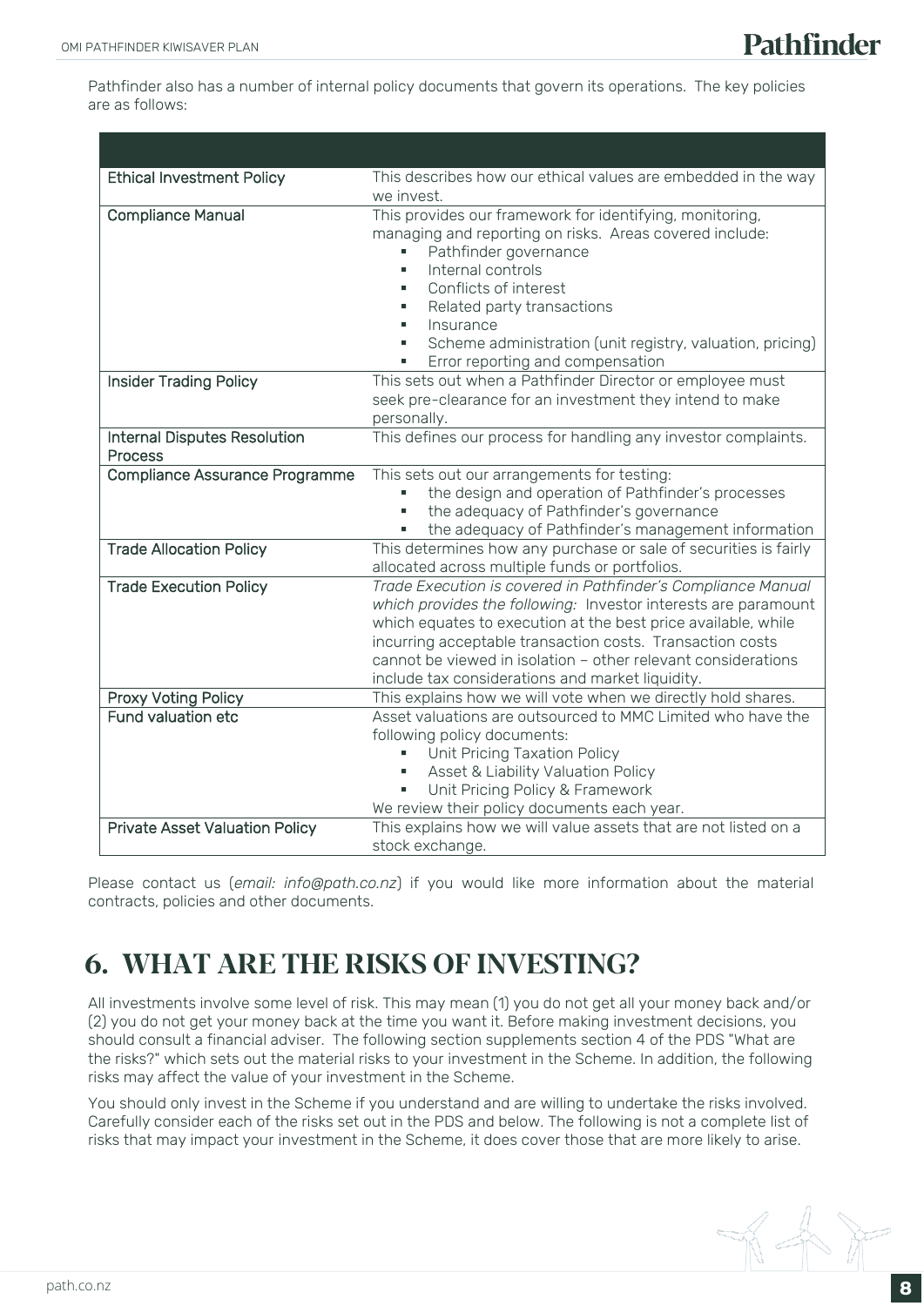Pathfinder also has a number of internal policy documents that govern its operations. The key policies are as follows:

| | |
|---|---|
| Ethical Investment Policy | This describes how our ethical values are embedded in the way we invest. |
| Compliance Manual | This provides our framework for identifying, monitoring, managing and reporting on risks. Areas covered include: <br>▪ Pathfinder governance <br>▪ Internal controls <br>▪ Conflicts of interest <br>▪ Related party transactions <br>▪ Insurance <br>▪ Scheme administration (unit registry, valuation, pricing) <br>▪ Error reporting and compensation |
| Insider Trading Policy | This sets out when a Pathfinder Director or employee must seek pre-clearance for an investment they intend to make personally. |
| Internal Disputes Resolution Process | This defines our process for handling any investor complaints. |
| Compliance Assurance Programme | This sets out our arrangements for testing: <br>▪ the design and operation of Pathfinder's processes <br>▪ the adequacy of Pathfinder's governance <br>▪ the adequacy of Pathfinder's management information |
| Trade Allocation Policy | This determines how any purchase or sale of securities is fairly allocated across multiple funds or portfolios. |
| Trade Execution Policy | *Trade Execution is covered in Pathfinder's Compliance Manual which provides the following:* Investor interests are paramount which equates to execution at the best price available, while incurring acceptable transaction costs. Transaction costs cannot be viewed in isolation – other relevant considerations include tax considerations and market liquidity. |
| Proxy Voting Policy | This explains how we will vote when we directly hold shares. |
| Fund valuation etc | Asset valuations are outsourced to MMC Limited who have the following policy documents: <br>▪ Unit Pricing Taxation Policy <br>▪ Asset & Liability Valuation Policy <br>▪ Unit Pricing Policy & Framework <br>We review their policy documents each year. |
| Private Asset Valuation Policy | This explains how we will value assets that are not listed on a stock exchange. |

Please contact us (*email: info@path.co.nz*) if you would like more information about the material contracts, policies and other documents.

# 6. WHAT ARE THE RISKS OF INVESTING?

All investments involve some level of risk. This may mean (1) you do not get all your money back and/or (2) you do not get your money back at the time you want it. Before making investment decisions, you should consult a financial adviser. The following section supplements section 4 of the PDS "What are the risks?" which sets out the material risks to your investment in the Scheme. In addition, the following risks may affect the value of your investment in the Scheme.

You should only invest in the Scheme if you understand and are willing to undertake the risks involved. Carefully consider each of the risks set out in the PDS and below. The following is not a complete list of risks that may impact your investment in the Scheme, it does cover those that are more likely to arise.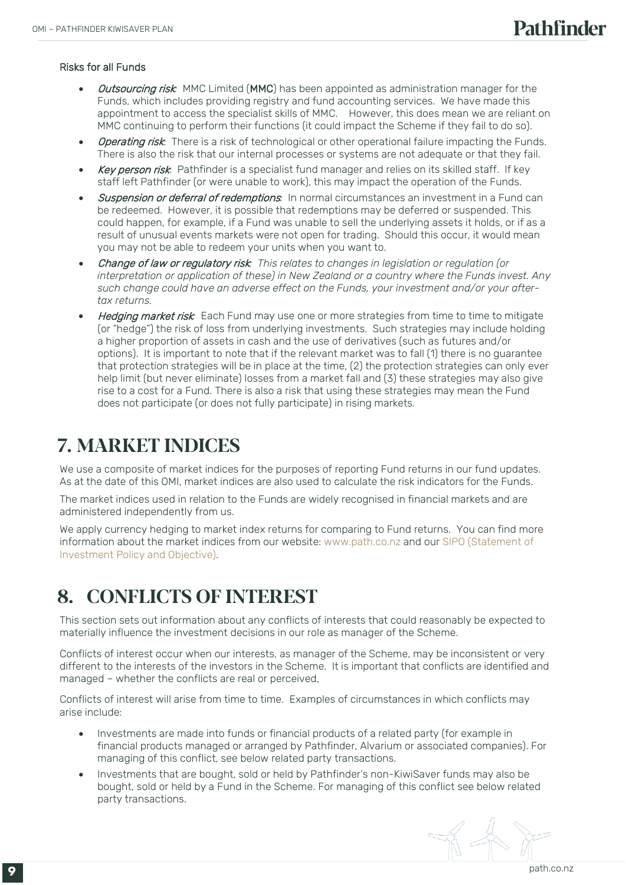Risks for all Funds

- *Outsourcing risk*: MMC Limited (**MMC**) has been appointed as administration manager for the Funds, which includes providing registry and fund accounting services. We have made this appointment to access the specialist skills of MMC. However, this does mean we are reliant on MMC continuing to perform their functions (it could impact the Scheme if they fail to do so).
- *Operating risk*: There is a risk of technological or other operational failure impacting the Funds. There is also the risk that our internal processes or systems are not adequate or that they fail.
- *Key person risk*: Pathfinder is a specialist fund manager and relies on its skilled staff. If key staff left Pathfinder (or were unable to work), this may impact the operation of the Funds.
- *Suspension or deferral of redemptions*: In normal circumstances an investment in a Fund can be redeemed. However, it is possible that redemptions may be deferred or suspended. This could happen, for example, if a Fund was unable to sell the underlying assets it holds, or if as a result of unusual events markets were not open for trading. Should this occur, it would mean you may not be able to redeem your units when you want to.
- *Change of law or regulatory risk*: *This relates to changes in legislation or regulation (or interpretation or application of these) in New Zealand or a country where the Funds invest. Any such change could have an adverse effect on the Funds, your investment and/or your after-tax returns.*
- *Hedging market risk*: Each Fund may use one or more strategies from time to time to mitigate (or "hedge") the risk of loss from underlying investments. Such strategies may include holding a higher proportion of assets in cash and the use of derivatives (such as futures and/or options). It is important to note that if the relevant market was to fall (1) there is no guarantee that protection strategies will be in place at the time, (2) the protection strategies can only ever help limit (but never eliminate) losses from a market fall and (3) these strategies may also give rise to a cost for a Fund. There is also a risk that using these strategies may mean the Fund does not participate (or does not fully participate) in rising markets.

# 7. MARKET INDICES

We use a composite of market indices for the purposes of reporting Fund returns in our fund updates. As at the date of this OMI, market indices are also used to calculate the risk indicators for the Funds.

The market indices used in relation to the Funds are widely recognised in financial markets and are administered independently from us.

We apply currency hedging to market index returns for comparing to Fund returns. You can find more information about the market indices from our website: www.path.co.nz and our SIPO (Statement of Investment Policy and Objective).

# 8. CONFLICTS OF INTEREST

This section sets out information about any conflicts of interests that could reasonably be expected to materially influence the investment decisions in our role as manager of the Scheme.

Conflicts of interest occur when our interests, as manager of the Scheme, may be inconsistent or very different to the interests of the investors in the Scheme. It is important that conflicts are identified and managed – whether the conflicts are real or perceived,

Conflicts of interest will arise from time to time. Examples of circumstances in which conflicts may arise include:

- Investments are made into funds or financial products of a related party (for example in financial products managed or arranged by Pathfinder, Alvarium or associated companies). For managing of this conflict, see below related party transactions.
- Investments that are bought, sold or held by Pathfinder's non-KiwiSaver funds may also be bought, sold or held by a Fund in the Scheme. For managing of this conflict see below related party transactions.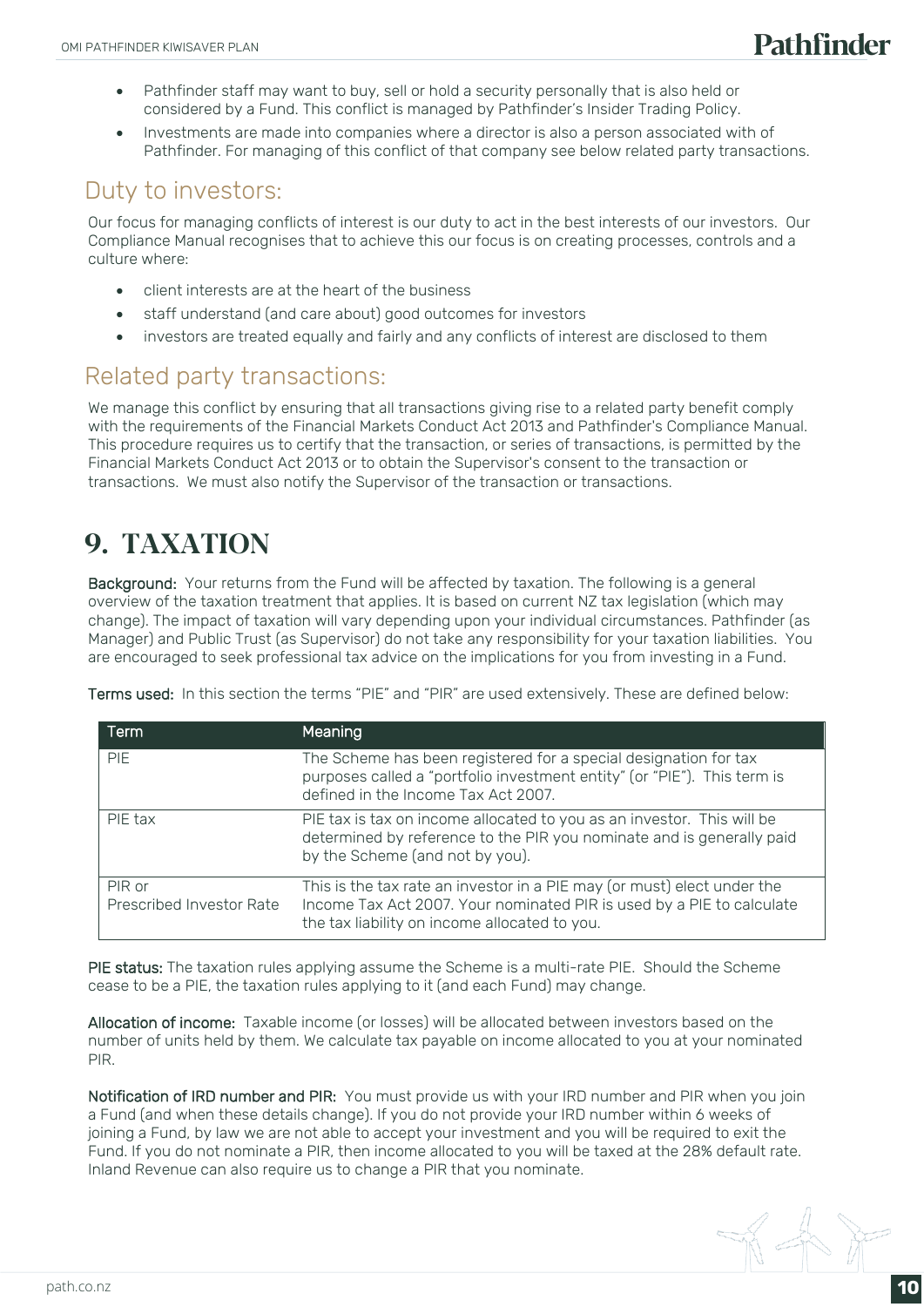- Pathfinder staff may want to buy, sell or hold a security personally that is also held or considered by a Fund. This conflict is managed by Pathfinder's Insider Trading Policy.
- Investments are made into companies where a director is also a person associated with of Pathfinder. For managing of this conflict of that company see below related party transactions.

## Duty to investors:

Our focus for managing conflicts of interest is our duty to act in the best interests of our investors. Our Compliance Manual recognises that to achieve this our focus is on creating processes, controls and a culture where:

- client interests are at the heart of the business
- staff understand (and care about) good outcomes for investors
- investors are treated equally and fairly and any conflicts of interest are disclosed to them

## Related party transactions:

We manage this conflict by ensuring that all transactions giving rise to a related party benefit comply with the requirements of the Financial Markets Conduct Act 2013 and Pathfinder's Compliance Manual. This procedure requires us to certify that the transaction, or series of transactions, is permitted by the Financial Markets Conduct Act 2013 or to obtain the Supervisor's consent to the transaction or transactions. We must also notify the Supervisor of the transaction or transactions.

# 9. TAXATION

**Background:** Your returns from the Fund will be affected by taxation. The following is a general overview of the taxation treatment that applies. It is based on current NZ tax legislation (which may change). The impact of taxation will vary depending upon your individual circumstances. Pathfinder (as Manager) and Public Trust (as Supervisor) do not take any responsibility for your taxation liabilities. You are encouraged to seek professional tax advice on the implications for you from investing in a Fund.

**Terms used:** In this section the terms "PIE" and "PIR" are used extensively. These are defined below:

| Term | Meaning |
|---|---|
| PIE | The Scheme has been registered for a special designation for tax purposes called a "portfolio investment entity" (or "PIE"). This term is defined in the Income Tax Act 2007. |
| PIE tax | PIE tax is tax on income allocated to you as an investor. This will be determined by reference to the PIR you nominate and is generally paid by the Scheme (and not by you). |
| PIR or Prescribed Investor Rate | This is the tax rate an investor in a PIE may (or must) elect under the Income Tax Act 2007. Your nominated PIR is used by a PIE to calculate the tax liability on income allocated to you. |

**PIE status:** The taxation rules applying assume the Scheme is a multi-rate PIE. Should the Scheme cease to be a PIE, the taxation rules applying to it (and each Fund) may change.

**Allocation of income:** Taxable income (or losses) will be allocated between investors based on the number of units held by them. We calculate tax payable on income allocated to you at your nominated PIR.

**Notification of IRD number and PIR:** You must provide us with your IRD number and PIR when you join a Fund (and when these details change). If you do not provide your IRD number within 6 weeks of joining a Fund, by law we are not able to accept your investment and you will be required to exit the Fund. If you do not nominate a PIR, then income allocated to you will be taxed at the 28% default rate. Inland Revenue can also require us to change a PIR that you nominate.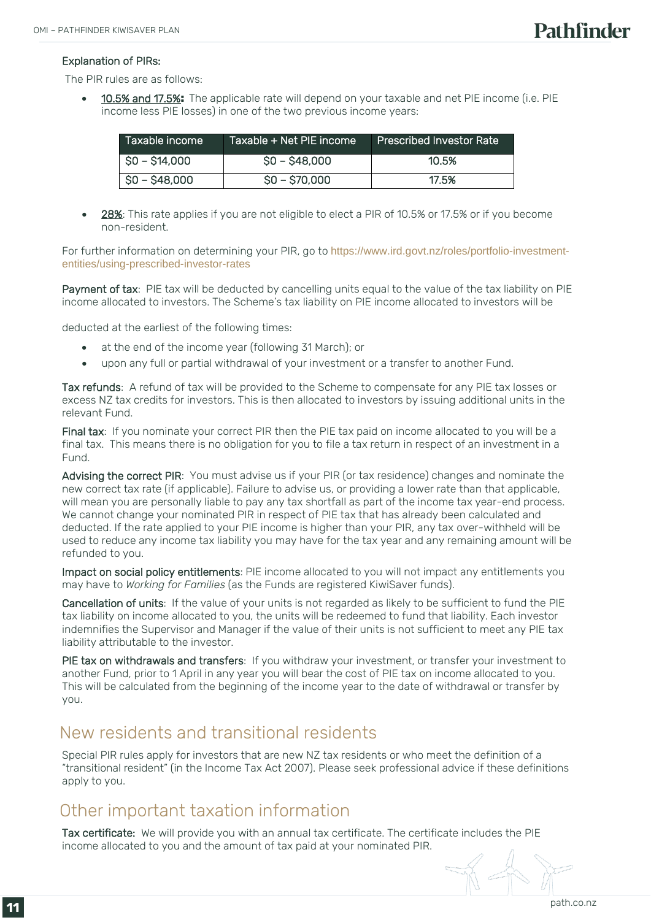Explanation of PIRs:

The PIR rules are as follows:

- 10.5% and 17.5%: The applicable rate will depend on your taxable and net PIE income (i.e. PIE income less PIE losses) in one of the two previous income years:

| Taxable income | Taxable + Net PIE income | Prescribed Investor Rate |
|---|---|---|
| $0 – $14,000 | $0 – $48,000 | 10.5% |
| $0 – $48,000 | $0 – $70,000 | 17.5% |

- 28%: This rate applies if you are not eligible to elect a PIR of 10.5% or 17.5% or if you become non-resident.

For further information on determining your PIR, go to https://www.ird.govt.nz/roles/portfolio-investment-entities/using-prescribed-investor-rates

**Payment of tax**: PIE tax will be deducted by cancelling units equal to the value of the tax liability on PIE income allocated to investors. The Scheme's tax liability on PIE income allocated to investors will be deducted at the earliest of the following times:

- at the end of the income year (following 31 March); or
- upon any full or partial withdrawal of your investment or a transfer to another Fund.

**Tax refunds**: A refund of tax will be provided to the Scheme to compensate for any PIE tax losses or excess NZ tax credits for investors. This is then allocated to investors by issuing additional units in the relevant Fund.

**Final tax**: If you nominate your correct PIR then the PIE tax paid on income allocated to you will be a final tax. This means there is no obligation for you to file a tax return in respect of an investment in a Fund.

**Advising the correct PIR**: You must advise us if your PIR (or tax residence) changes and nominate the new correct tax rate (if applicable). Failure to advise us, or providing a lower rate than that applicable, will mean you are personally liable to pay any tax shortfall as part of the income tax year-end process. We cannot change your nominated PIR in respect of PIE tax that has already been calculated and deducted. If the rate applied to your PIE income is higher than your PIR, any tax over-withheld will be used to reduce any income tax liability you may have for the tax year and any remaining amount will be refunded to you.

**Impact on social policy entitlements**: PIE income allocated to you will not impact any entitlements you may have to *Working for Families* (as the Funds are registered KiwiSaver funds).

**Cancellation of units**: If the value of your units is not regarded as likely to be sufficient to fund the PIE tax liability on income allocated to you, the units will be redeemed to fund that liability. Each investor indemnifies the Supervisor and Manager if the value of their units is not sufficient to meet any PIE tax liability attributable to the investor.

**PIE tax on withdrawals and transfers**: If you withdraw your investment, or transfer your investment to another Fund, prior to 1 April in any year you will bear the cost of PIE tax on income allocated to you. This will be calculated from the beginning of the income year to the date of withdrawal or transfer by you.

## New residents and transitional residents

Special PIR rules apply for investors that are new NZ tax residents or who meet the definition of a "transitional resident" (in the Income Tax Act 2007). Please seek professional advice if these definitions apply to you.

## Other important taxation information

**Tax certificate:** We will provide you with an annual tax certificate. The certificate includes the PIE income allocated to you and the amount of tax paid at your nominated PIR.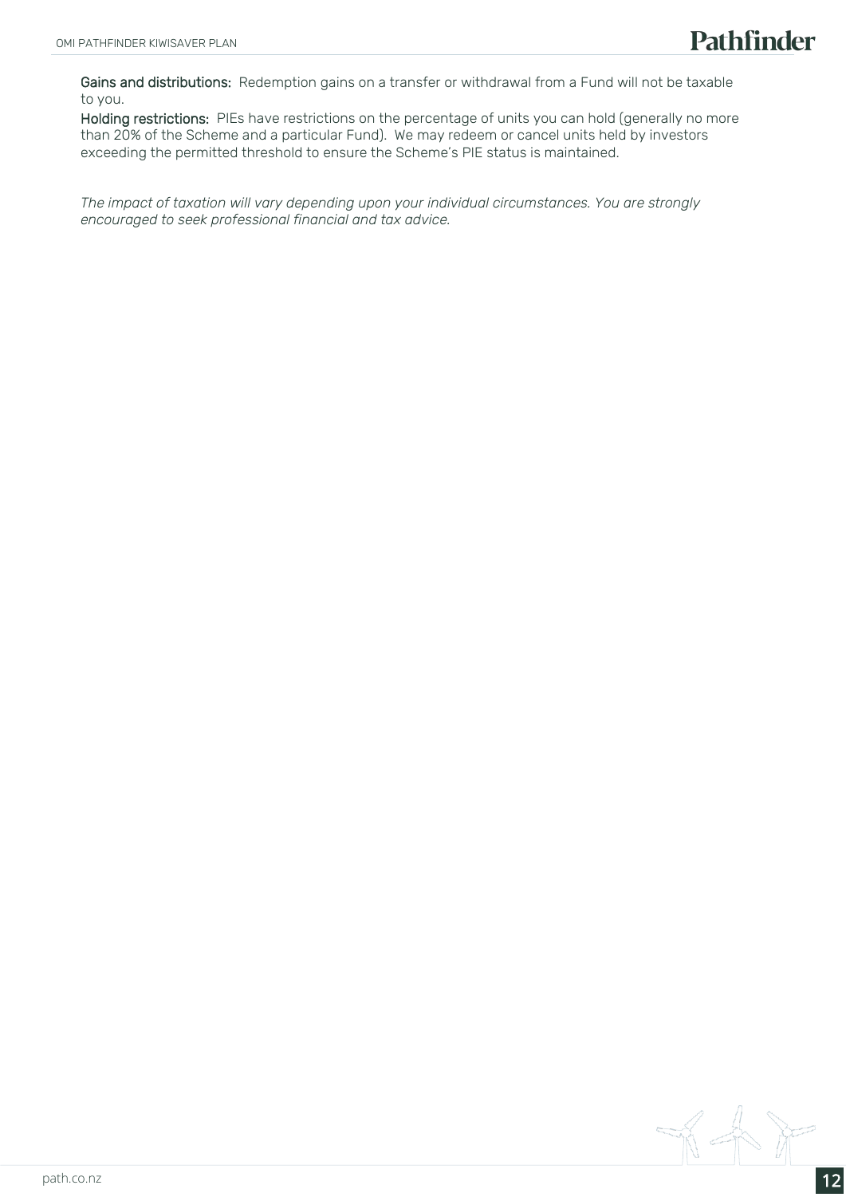**Gains and distributions:** Redemption gains on a transfer or withdrawal from a Fund will not be taxable to you.

**Holding restrictions:** PIEs have restrictions on the percentage of units you can hold (generally no more than 20% of the Scheme and a particular Fund). We may redeem or cancel units held by investors exceeding the permitted threshold to ensure the Scheme's PIE status is maintained.

*The impact of taxation will vary depending upon your individual circumstances. You are strongly encouraged to seek professional financial and tax advice.*